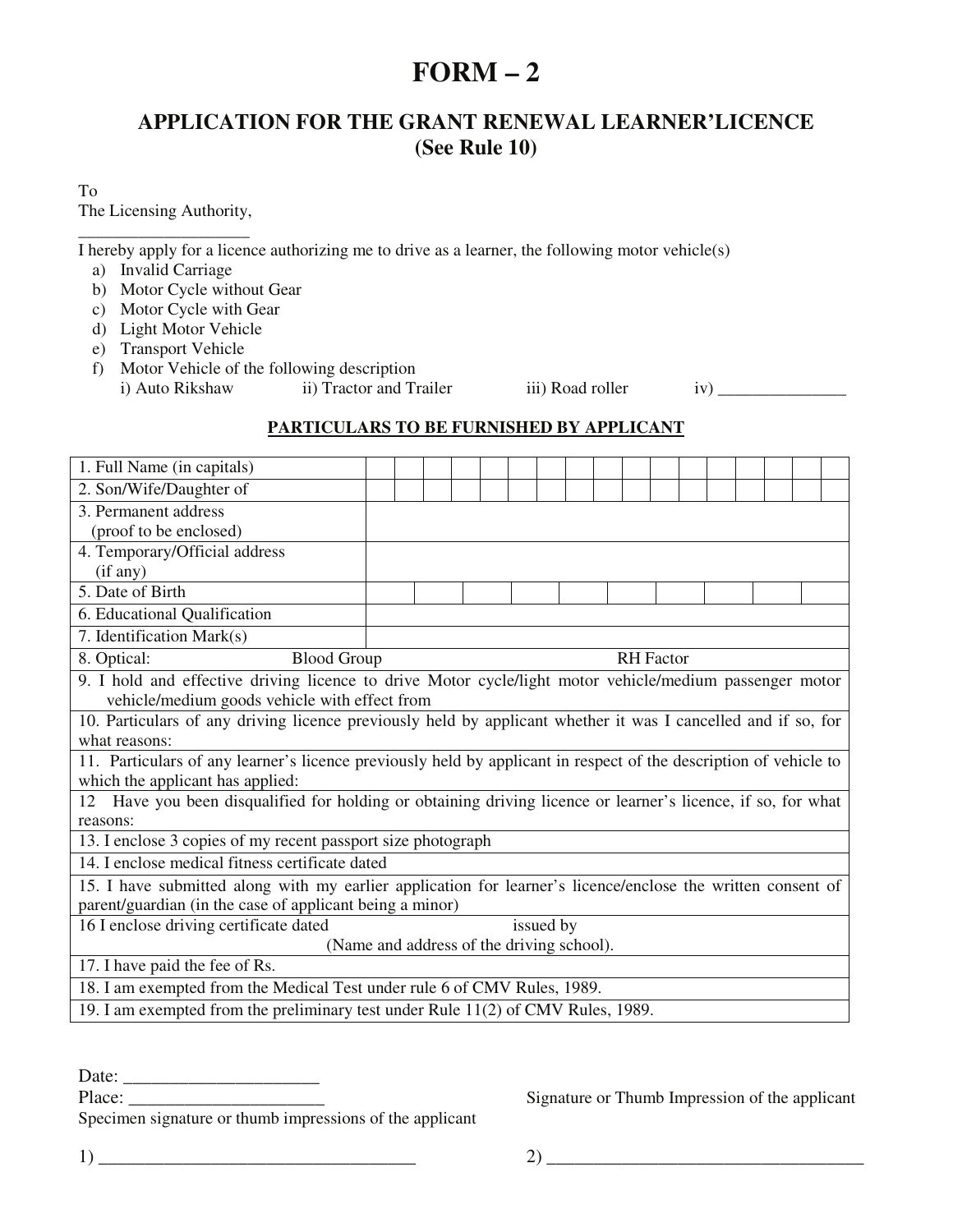# FORM – 2

## APPLICATION FOR THE GRANT RENEWAL LEARNER'LICENCE (See Rule 10)

To
The Licensing Authority,
____________________

I hereby apply for a licence authorizing me to drive as a learner, the following motor vehicle(s)

a) Invalid Carriage
b) Motor Cycle without Gear
c) Motor Cycle with Gear
d) Light Motor Vehicle
e) Transport Vehicle
f) Motor Vehicle of the following description
   i) Auto Rikshaw    ii) Tractor and Trailer    iii) Road roller    iv) _______________

**PARTICULARS TO BE FURNISHED BY APPLICANT**

| | |
|---|---|
| 1. Full Name (in capitals) | |
| 2. Son/Wife/Daughter of | |
| 3. Permanent address (proof to be enclosed) | |
| 4. Temporary/Official address (if any) | |
| 5. Date of Birth | |
| 6. Educational Qualification | |
| 7. Identification Mark(s) | |
| 8. Optical: Blood Group RH Factor | |
| 9. I hold and effective driving licence to drive Motor cycle/light motor vehicle/medium passenger motor vehicle/medium goods vehicle with effect from | |
| 10. Particulars of any driving licence previously held by applicant whether it was I cancelled and if so, for what reasons: | |
| 11. Particulars of any learner's licence previously held by applicant in respect of the description of vehicle to which the applicant has applied: | |
| 12 Have you been disqualified for holding or obtaining driving licence or learner's licence, if so, for what reasons: | |
| 13. I enclose 3 copies of my recent passport size photograph | |
| 14. I enclose medical fitness certificate dated | |
| 15. I have submitted along with my earlier application for learner's licence/enclose the written consent of parent/guardian (in the case of applicant being a minor) | |
| 16 I enclose driving certificate dated issued by (Name and address of the driving school). | |
| 17. I have paid the fee of Rs. | |
| 18. I am exempted from the Medical Test under rule 6 of CMV Rules, 1989. | |
| 19. I am exempted from the preliminary test under Rule 11(2) of CMV Rules, 1989. | |

Date: ______________________
Place: ______________________

Signature or Thumb Impression of the applicant

Specimen signature or thumb impressions of the applicant

1) ____________________________________    2) ____________________________________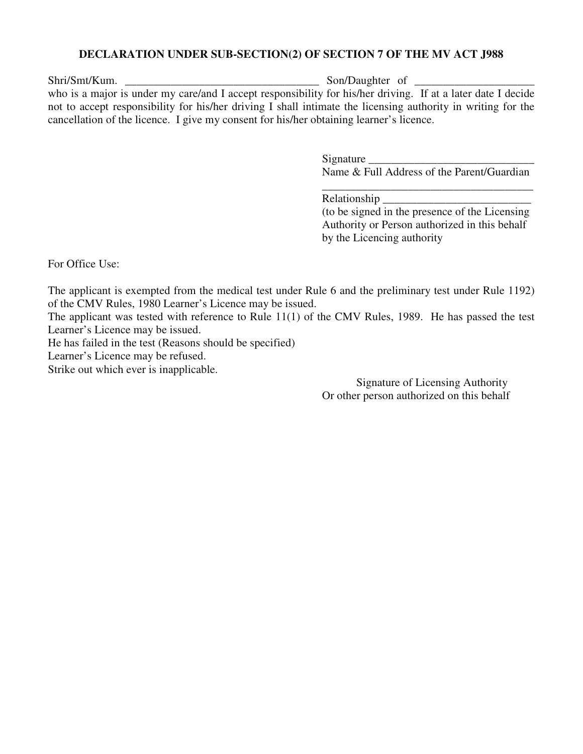**DECLARATION UNDER SUB-SECTION(2) OF SECTION 7 OF THE MV ACT J988**

Shri/Smt/Kum. ___________________________________ Son/Daughter of _____________________ who is a major is under my care/and I accept responsibility for his/her driving. If at a later date I decide not to accept responsibility for his/her driving I shall intimate the licensing authority in writing for the cancellation of the licence. I give my consent for his/her obtaining learner's licence.

Signature ______________________________
Name & Full Address of the Parent/Guardian
_____________________________________
Relationship __________________________
(to be signed in the presence of the Licensing Authority or Person authorized in this behalf by the Licencing authority

For Office Use:

The applicant is exempted from the medical test under Rule 6 and the preliminary test under Rule 1192) of the CMV Rules, 1980 Learner's Licence may be issued.
The applicant was tested with reference to Rule 11(1) of the CMV Rules, 1989. He has passed the test Learner's Licence may be issued.
He has failed in the test (Reasons should be specified)
Learner's Licence may be refused.
Strike out which ever is inapplicable.

Signature of Licensing Authority
Or other person authorized on this behalf